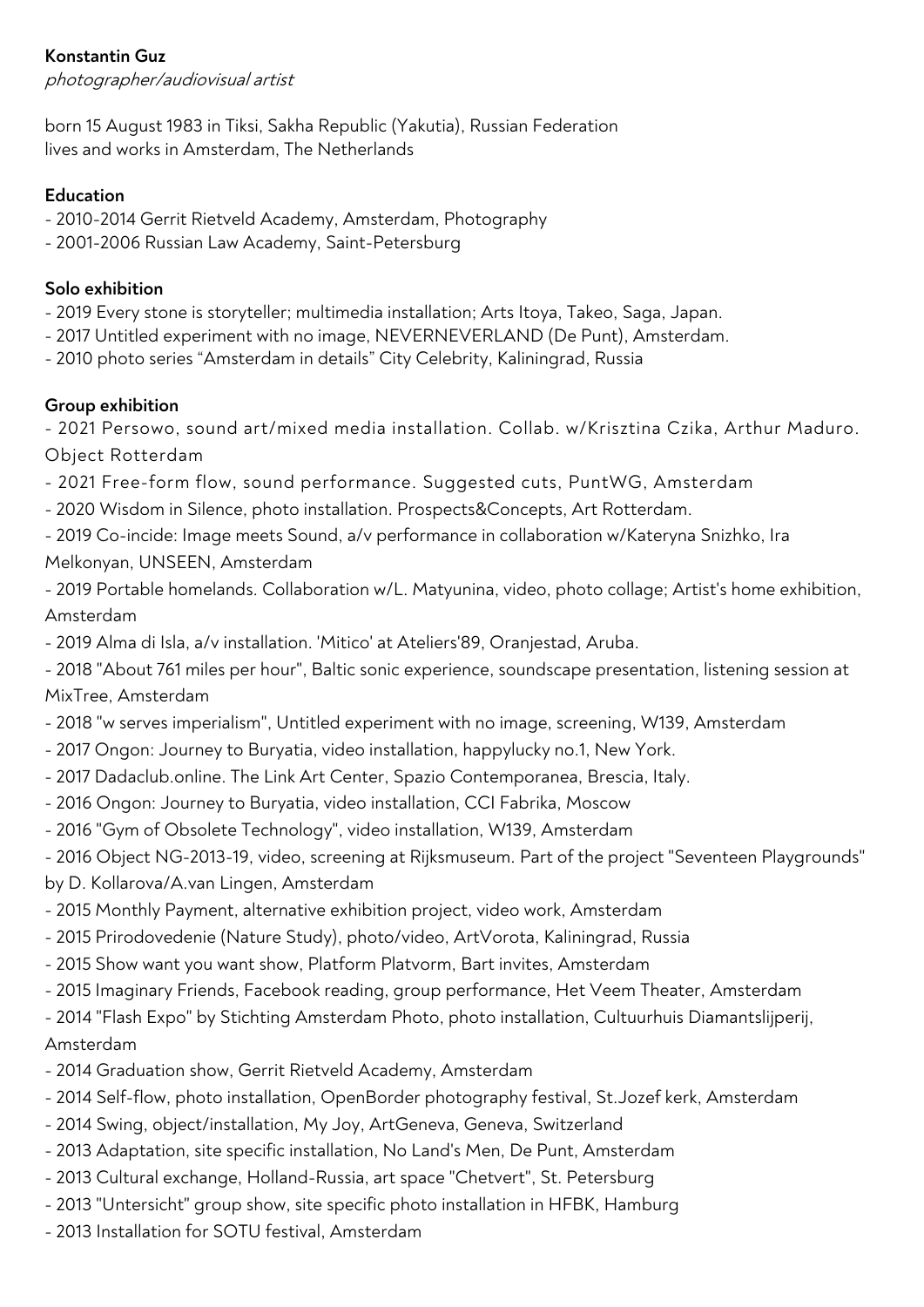**Konstantin Guz**

*photographer/audiovisual artist*

born 15 August 1983 in Tiksi, Sakha Republic (Yakutia), Russian Federation
lives and works in Amsterdam, The Netherlands

**Education**

- 2010-2014 Gerrit Rietveld Academy, Amsterdam, Photography
- 2001-2006 Russian Law Academy, Saint-Petersburg

**Solo exhibition**

- 2019 Every stone is storyteller; multimedia installation; Arts Itoya, Takeo, Saga, Japan.
- 2017 Untitled experiment with no image, NEVERNEVERLAND (De Punt), Amsterdam.
- 2010 photo series "Amsterdam in details" City Celebrity, Kaliningrad, Russia

**Group exhibition**

- 2021 Persowo, sound art/mixed media installation. Collab. w/Krisztina Czika, Arthur Maduro. Object Rotterdam
- 2021 Free-form flow, sound performance. Suggested cuts, PuntWG, Amsterdam
- 2020 Wisdom in Silence, photo installation. Prospects&Concepts, Art Rotterdam.
- 2019 Co-incide: Image meets Sound, a/v performance in collaboration w/Kateryna Snizhko, Ira Melkonyan, UNSEEN, Amsterdam
- 2019 Portable homelands. Collaboration w/L. Matyunina, video, photo collage; Artist's home exhibition, Amsterdam
- 2019 Alma di Isla, a/v installation. 'Mitico' at Ateliers'89, Oranjestad, Aruba.
- 2018 "About 761 miles per hour", Baltic sonic experience, soundscape presentation, listening session at MixTree, Amsterdam
- 2018 "w serves imperialism", Untitled experiment with no image, screening, W139, Amsterdam
- 2017 Ongon: Journey to Buryatia, video installation, happylucky no.1, New York.
- 2017 Dadaclub.online. The Link Art Center, Spazio Contemporanea, Brescia, Italy.
- 2016 Ongon: Journey to Buryatia, video installation, CCI Fabrika, Moscow
- 2016 "Gym of Obsolete Technology", video installation, W139, Amsterdam
- 2016 Object NG-2013-19, video, screening at Rijksmuseum. Part of the project "Seventeen Playgrounds" by D. Kollarova/A.van Lingen, Amsterdam
- 2015 Monthly Payment, alternative exhibition project, video work, Amsterdam
- 2015 Prirodovedenie (Nature Study), photo/video, ArtVorota, Kaliningrad, Russia
- 2015 Show want you want show, Platform Platvorm, Bart invites, Amsterdam
- 2015 Imaginary Friends, Facebook reading, group performance, Het Veem Theater, Amsterdam
- 2014 "Flash Expo" by Stichting Amsterdam Photo, photo installation, Cultuurhuis Diamantslijperij, Amsterdam
- 2014 Graduation show, Gerrit Rietveld Academy, Amsterdam
- 2014 Self-flow, photo installation, OpenBorder photography festival, St.Jozef kerk, Amsterdam
- 2014 Swing, object/installation, My Joy, ArtGeneva, Geneva, Switzerland
- 2013 Adaptation, site specific installation, No Land's Men, De Punt, Amsterdam
- 2013 Cultural exchange, Holland-Russia, art space "Chetvert", St. Petersburg
- 2013 "Untersicht" group show, site specific photo installation in HFBK, Hamburg
- 2013 Installation for SOTU festival, Amsterdam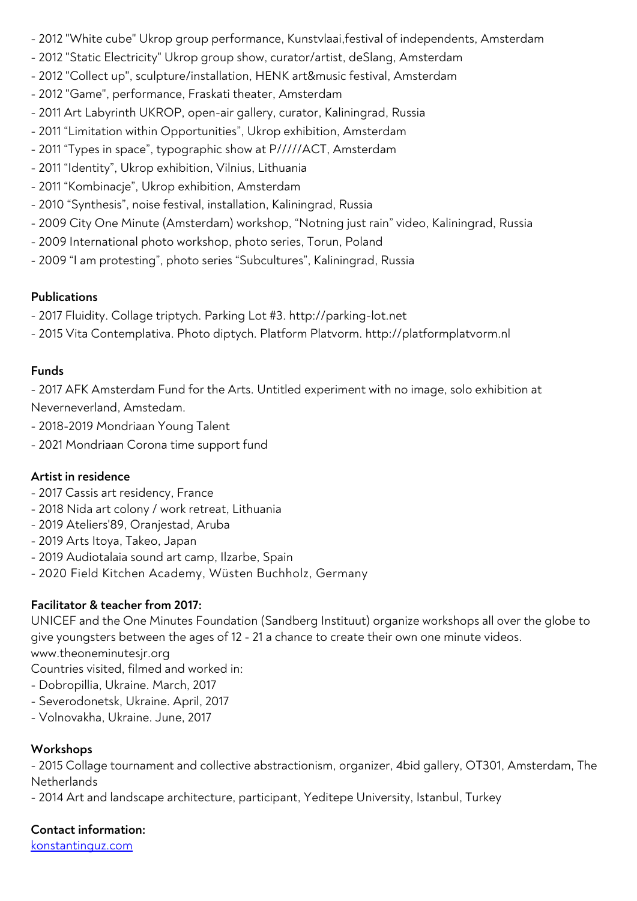- 2012 "White cube" Ukrop group performance, Kunstvlaai,festival of independents, Amsterdam
- 2012 "Static Electricity" Ukrop group show, curator/artist, deSlang, Amsterdam
- 2012 "Collect up", sculpture/installation, HENK art&music festival, Amsterdam
- 2012 "Game", performance, Fraskati theater, Amsterdam
- 2011 Art Labyrinth UKROP, open-air gallery, curator, Kaliningrad, Russia
- 2011 “Limitation within Opportunities”, Ukrop exhibition, Amsterdam
- 2011 “Types in space”, typographic show at P/////ACT, Amsterdam
- 2011 “Identity”, Ukrop exhibition, Vilnius, Lithuania
- 2011 “Kombinacje”, Ukrop exhibition, Amsterdam
- 2010 “Synthesis”, noise festival, installation, Kaliningrad, Russia
- 2009 City One Minute (Amsterdam) workshop, “Notning just rain” video, Kaliningrad, Russia
- 2009 International photo workshop, photo series, Torun, Poland
- 2009 “I am protesting”, photo series “Subcultures”, Kaliningrad, Russia

**Publications**

- 2017 Fluidity. Collage triptych. Parking Lot #3. http://parking-lot.net
- 2015 Vita Contemplativa. Photo diptych. Platform Platvorm. http://platformplatvorm.nl

**Funds**

- 2017 AFK Amsterdam Fund for the Arts. Untitled experiment with no image, solo exhibition at Neverneverland, Amstedam.
- 2018-2019 Mondriaan Young Talent
- 2021 Mondriaan Corona time support fund

**Artist in residence**

- 2017 Cassis art residency, France
- 2018 Nida art colony / work retreat, Lithuania
- 2019 Ateliers'89, Oranjestad, Aruba
- 2019 Arts Itoya, Takeo, Japan
- 2019 Audiotalaia sound art camp, Ilzarbe, Spain
- 2020 Field Kitchen Academy, Wüsten Buchholz, Germany

**Facilitator & teacher from 2017:**

UNICEF and the One Minutes Foundation (Sandberg Instituut) organize workshops all over the globe to give youngsters between the ages of 12 - 21 a chance to create their own one minute videos.
www.theoneminutesjr.org

Countries visited, filmed and worked in:

- Dobropillia, Ukraine. March, 2017
- Severodonetsk, Ukraine. April, 2017
- Volnovakha, Ukraine. June, 2017

**Workshops**

- 2015 Collage tournament and collective abstractionism, organizer, 4bid gallery, OT301, Amsterdam, The Netherlands
- 2014 Art and landscape architecture, participant, Yeditepe University, Istanbul, Turkey

**Contact information:**

konstantinguz.com